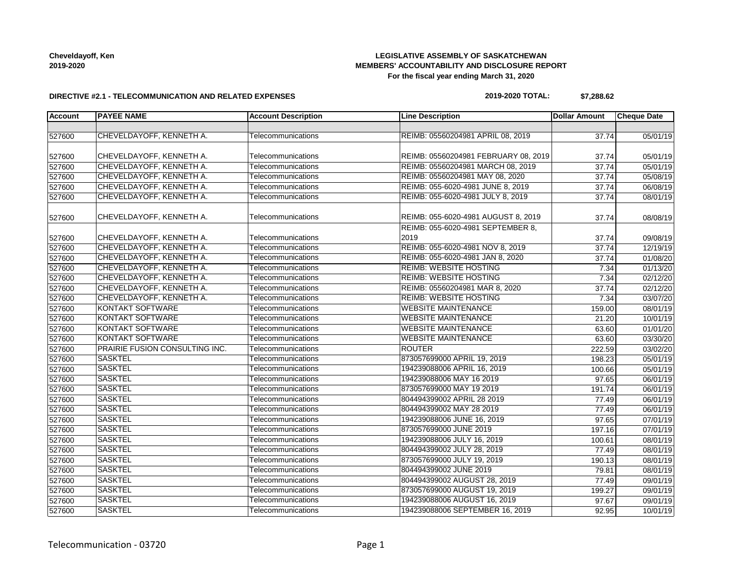**Cheveldayoff, Ken**
**2019-2020**

**LEGISLATIVE ASSEMBLY OF SASKATCHEWAN**
**MEMBERS' ACCOUNTABILITY AND DISCLOSURE REPORT**
**For the fiscal year ending March 31, 2020**

**DIRECTIVE #2.1 - TELECOMMUNICATION AND RELATED EXPENSES**

**2019-2020 TOTAL: $7,288.62**

| Account | PAYEE NAME | Account Description | Line Description | Dollar Amount | Cheque Date |
|---|---|---|---|---|---|
| | | | | | |
| 527600 | CHEVELDAYOFF, KENNETH A. | Telecommunications | REIMB: 05560204981 APRIL 08, 2019 | 37.74 | 05/01/19 |
| 527600 | CHEVELDAYOFF, KENNETH A. | Telecommunications | REIMB: 05560204981 FEBRUARY 08, 2019 | 37.74 | 05/01/19 |
| 527600 | CHEVELDAYOFF, KENNETH A. | Telecommunications | REIMB: 05560204981 MARCH 08, 2019 | 37.74 | 05/01/19 |
| 527600 | CHEVELDAYOFF, KENNETH A. | Telecommunications | REIMB: 05560204981 MAY 08, 2020 | 37.74 | 05/08/19 |
| 527600 | CHEVELDAYOFF, KENNETH A. | Telecommunications | REIMB: 055-6020-4981 JUNE 8, 2019 | 37.74 | 06/08/19 |
| 527600 | CHEVELDAYOFF, KENNETH A. | Telecommunications | REIMB: 055-6020-4981 JULY 8, 2019 | 37.74 | 08/01/19 |
| 527600 | CHEVELDAYOFF, KENNETH A. | Telecommunications | REIMB: 055-6020-4981 AUGUST 8, 2019 | 37.74 | 08/08/19 |
| 527600 | CHEVELDAYOFF, KENNETH A. | Telecommunications | REIMB: 055-6020-4981 SEPTEMBER 8, 2019 | 37.74 | 09/08/19 |
| 527600 | CHEVELDAYOFF, KENNETH A. | Telecommunications | REIMB: 055-6020-4981 NOV 8, 2019 | 37.74 | 12/19/19 |
| 527600 | CHEVELDAYOFF, KENNETH A. | Telecommunications | REIMB: 055-6020-4981 JAN 8, 2020 | 37.74 | 01/08/20 |
| 527600 | CHEVELDAYOFF, KENNETH A. | Telecommunications | REIMB: WEBSITE HOSTING | 7.34 | 01/13/20 |
| 527600 | CHEVELDAYOFF, KENNETH A. | Telecommunications | REIMB: WEBSITE HOSTING | 7.34 | 02/12/20 |
| 527600 | CHEVELDAYOFF, KENNETH A. | Telecommunications | REIMB: 05560204981 MAR 8, 2020 | 37.74 | 02/12/20 |
| 527600 | CHEVELDAYOFF, KENNETH A. | Telecommunications | REIMB: WEBSITE HOSTING | 7.34 | 03/07/20 |
| 527600 | KONTAKT SOFTWARE | Telecommunications | WEBSITE MAINTENANCE | 159.00 | 08/01/19 |
| 527600 | KONTAKT SOFTWARE | Telecommunications | WEBSITE MAINTENANCE | 21.20 | 10/01/19 |
| 527600 | KONTAKT SOFTWARE | Telecommunications | WEBSITE MAINTENANCE | 63.60 | 01/01/20 |
| 527600 | KONTAKT SOFTWARE | Telecommunications | WEBSITE MAINTENANCE | 63.60 | 03/30/20 |
| 527600 | PRAIRIE FUSION CONSULTING INC. | Telecommunications | ROUTER | 222.59 | 03/02/20 |
| 527600 | SASKTEL | Telecommunications | 873057699000 APRIL 19, 2019 | 198.23 | 05/01/19 |
| 527600 | SASKTEL | Telecommunications | 194239088006 APRIL 16, 2019 | 100.66 | 05/01/19 |
| 527600 | SASKTEL | Telecommunications | 194239088006 MAY 16 2019 | 97.65 | 06/01/19 |
| 527600 | SASKTEL | Telecommunications | 873057699000 MAY 19 2019 | 191.74 | 06/01/19 |
| 527600 | SASKTEL | Telecommunications | 804494399002 APRIL 28 2019 | 77.49 | 06/01/19 |
| 527600 | SASKTEL | Telecommunications | 804494399002 MAY 28 2019 | 77.49 | 06/01/19 |
| 527600 | SASKTEL | Telecommunications | 194239088006 JUNE 16, 2019 | 97.65 | 07/01/19 |
| 527600 | SASKTEL | Telecommunications | 873057699000 JUNE 2019 | 197.16 | 07/01/19 |
| 527600 | SASKTEL | Telecommunications | 194239088006 JULY 16, 2019 | 100.61 | 08/01/19 |
| 527600 | SASKTEL | Telecommunications | 804494399002 JULY 28, 2019 | 77.49 | 08/01/19 |
| 527600 | SASKTEL | Telecommunications | 873057699000 JULY 19, 2019 | 190.13 | 08/01/19 |
| 527600 | SASKTEL | Telecommunications | 804494399002 JUNE 2019 | 79.81 | 08/01/19 |
| 527600 | SASKTEL | Telecommunications | 804494399002 AUGUST 28, 2019 | 77.49 | 09/01/19 |
| 527600 | SASKTEL | Telecommunications | 873057699000 AUGUST 19, 2019 | 199.27 | 09/01/19 |
| 527600 | SASKTEL | Telecommunications | 194239088006 AUGUST 16, 2019 | 97.67 | 09/01/19 |
| 527600 | SASKTEL | Telecommunications | 194239088006 SEPTEMBER 16, 2019 | 92.95 | 10/01/19 |

Telecommunication - 03720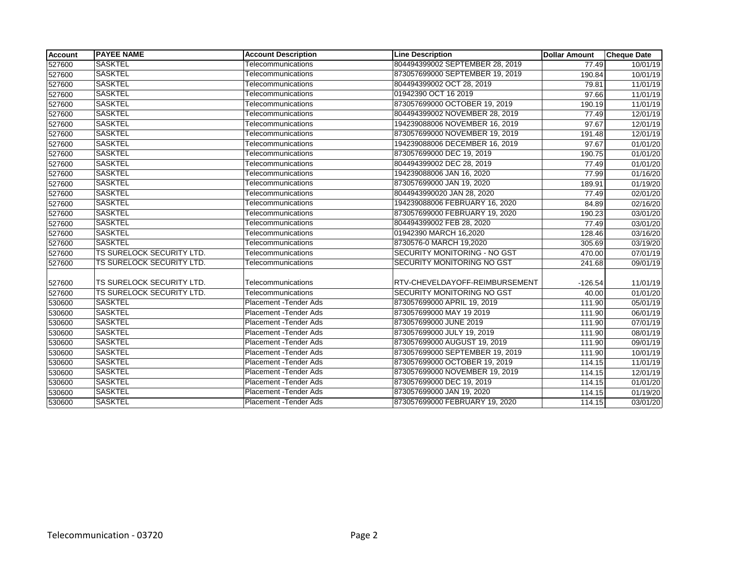| Account | PAYEE NAME | Account Description | Line Description | Dollar Amount | Cheque Date |
|---|---|---|---|---|---|
| 527600 | SASKTEL | Telecommunications | 804494399002 SEPTEMBER 28, 2019 | 77.49 | 10/01/19 |
| 527600 | SASKTEL | Telecommunications | 873057699000 SEPTEMBER 19, 2019 | 190.84 | 10/01/19 |
| 527600 | SASKTEL | Telecommunications | 804494399002 OCT 28, 2019 | 79.81 | 11/01/19 |
| 527600 | SASKTEL | Telecommunications | 01942390 OCT 16 2019 | 97.66 | 11/01/19 |
| 527600 | SASKTEL | Telecommunications | 873057699000 OCTOBER 19, 2019 | 190.19 | 11/01/19 |
| 527600 | SASKTEL | Telecommunications | 804494399002 NOVEMBER 28, 2019 | 77.49 | 12/01/19 |
| 527600 | SASKTEL | Telecommunications | 194239088006 NOVEMBER 16, 2019 | 97.67 | 12/01/19 |
| 527600 | SASKTEL | Telecommunications | 873057699000 NOVEMBER 19, 2019 | 191.48 | 12/01/19 |
| 527600 | SASKTEL | Telecommunications | 194239088006 DECEMBER 16, 2019 | 97.67 | 01/01/20 |
| 527600 | SASKTEL | Telecommunications | 873057699000 DEC 19, 2019 | 190.75 | 01/01/20 |
| 527600 | SASKTEL | Telecommunications | 804494399002 DEC 28, 2019 | 77.49 | 01/01/20 |
| 527600 | SASKTEL | Telecommunications | 194239088006 JAN 16, 2020 | 77.99 | 01/16/20 |
| 527600 | SASKTEL | Telecommunications | 873057699000 JAN 19, 2020 | 189.91 | 01/19/20 |
| 527600 | SASKTEL | Telecommunications | 8044943990020 JAN 28, 2020 | 77.49 | 02/01/20 |
| 527600 | SASKTEL | Telecommunications | 194239088006 FEBRUARY 16, 2020 | 84.89 | 02/16/20 |
| 527600 | SASKTEL | Telecommunications | 873057699000 FEBRUARY 19, 2020 | 190.23 | 03/01/20 |
| 527600 | SASKTEL | Telecommunications | 804494399002 FEB 28, 2020 | 77.49 | 03/01/20 |
| 527600 | SASKTEL | Telecommunications | 01942390 MARCH 16,2020 | 128.46 | 03/16/20 |
| 527600 | SASKTEL | Telecommunications | 8730576-0 MARCH 19,2020 | 305.69 | 03/19/20 |
| 527600 | TS SURELOCK SECURITY LTD. | Telecommunications | SECURITY MONITORING - NO GST | 470.00 | 07/01/19 |
| 527600 | TS SURELOCK SECURITY LTD. | Telecommunications | SECURITY MONITORING NO GST | 241.68 | 09/01/19 |
| 527600 | TS SURELOCK SECURITY LTD. | Telecommunications | RTV-CHEVELDAYOFF-REIMBURSEMENT | -126.54 | 11/01/19 |
| 527600 | TS SURELOCK SECURITY LTD. | Telecommunications | SECURITY MONITORING NO GST | 40.00 | 01/01/20 |
| 530600 | SASKTEL | Placement -Tender Ads | 873057699000 APRIL 19, 2019 | 111.90 | 05/01/19 |
| 530600 | SASKTEL | Placement -Tender Ads | 873057699000 MAY 19 2019 | 111.90 | 06/01/19 |
| 530600 | SASKTEL | Placement -Tender Ads | 873057699000 JUNE 2019 | 111.90 | 07/01/19 |
| 530600 | SASKTEL | Placement -Tender Ads | 873057699000 JULY 19, 2019 | 111.90 | 08/01/19 |
| 530600 | SASKTEL | Placement -Tender Ads | 873057699000 AUGUST 19, 2019 | 111.90 | 09/01/19 |
| 530600 | SASKTEL | Placement -Tender Ads | 873057699000 SEPTEMBER 19, 2019 | 111.90 | 10/01/19 |
| 530600 | SASKTEL | Placement -Tender Ads | 873057699000 OCTOBER 19, 2019 | 114.15 | 11/01/19 |
| 530600 | SASKTEL | Placement -Tender Ads | 873057699000 NOVEMBER 19, 2019 | 114.15 | 12/01/19 |
| 530600 | SASKTEL | Placement -Tender Ads | 873057699000 DEC 19, 2019 | 114.15 | 01/01/20 |
| 530600 | SASKTEL | Placement -Tender Ads | 873057699000 JAN 19, 2020 | 114.15 | 01/19/20 |
| 530600 | SASKTEL | Placement -Tender Ads | 873057699000 FEBRUARY 19, 2020 | 114.15 | 03/01/20 |

Telecommunication - 03720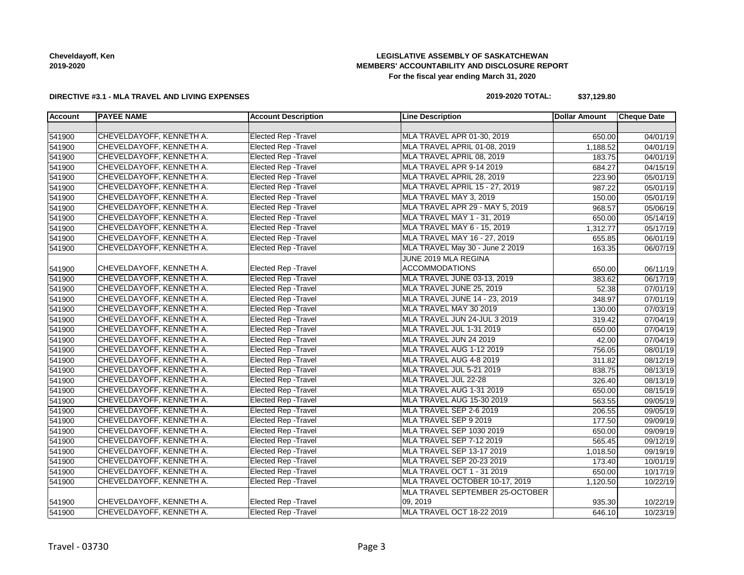**Cheveldayoff, Ken**
**2019-2020**

**LEGISLATIVE ASSEMBLY OF SASKATCHEWAN**
**MEMBERS' ACCOUNTABILITY AND DISCLOSURE REPORT**
**For the fiscal year ending March 31, 2020**

**DIRECTIVE #3.1 - MLA TRAVEL AND LIVING EXPENSES**

**2019-2020 TOTAL: $37,129.80**

| Account | PAYEE NAME | Account Description | Line Description | Dollar Amount | Cheque Date |
|---|---|---|---|---|---|
| | | | | | |
| 541900 | CHEVELDAYOFF, KENNETH A. | Elected Rep -Travel | MLA TRAVEL APR 01-30, 2019 | 650.00 | 04/01/19 |
| 541900 | CHEVELDAYOFF, KENNETH A. | Elected Rep -Travel | MLA TRAVEL APRIL 01-08, 2019 | 1,188.52 | 04/01/19 |
| 541900 | CHEVELDAYOFF, KENNETH A. | Elected Rep -Travel | MLA TRAVEL APRIL 08, 2019 | 183.75 | 04/01/19 |
| 541900 | CHEVELDAYOFF, KENNETH A. | Elected Rep -Travel | MLA TRAVEL APR 9-14 2019 | 684.27 | 04/15/19 |
| 541900 | CHEVELDAYOFF, KENNETH A. | Elected Rep -Travel | MLA TRAVEL APRIL 28, 2019 | 223.90 | 05/01/19 |
| 541900 | CHEVELDAYOFF, KENNETH A. | Elected Rep -Travel | MLA TRAVEL APRIL 15 - 27, 2019 | 987.22 | 05/01/19 |
| 541900 | CHEVELDAYOFF, KENNETH A. | Elected Rep -Travel | MLA TRAVEL MAY 3, 2019 | 150.00 | 05/01/19 |
| 541900 | CHEVELDAYOFF, KENNETH A. | Elected Rep -Travel | MLA TRAVEL APR 29 - MAY 5, 2019 | 968.57 | 05/06/19 |
| 541900 | CHEVELDAYOFF, KENNETH A. | Elected Rep -Travel | MLA TRAVEL MAY 1 - 31, 2019 | 650.00 | 05/14/19 |
| 541900 | CHEVELDAYOFF, KENNETH A. | Elected Rep -Travel | MLA TRAVEL MAY 6 - 15, 2019 | 1,312.77 | 05/17/19 |
| 541900 | CHEVELDAYOFF, KENNETH A. | Elected Rep -Travel | MLA TRAVEL MAY 16 - 27, 2019 | 655.85 | 06/01/19 |
| 541900 | CHEVELDAYOFF, KENNETH A. | Elected Rep -Travel | MLA TRAVEL May 30 - June 2 2019 | 163.35 | 06/07/19 |
| 541900 | CHEVELDAYOFF, KENNETH A. | Elected Rep -Travel | JUNE 2019 MLA REGINA ACCOMMODATIONS | 650.00 | 06/11/19 |
| 541900 | CHEVELDAYOFF, KENNETH A. | Elected Rep -Travel | MLA TRAVEL JUNE 03-13, 2019 | 383.62 | 06/17/19 |
| 541900 | CHEVELDAYOFF, KENNETH A. | Elected Rep -Travel | MLA TRAVEL JUNE 25, 2019 | 52.38 | 07/01/19 |
| 541900 | CHEVELDAYOFF, KENNETH A. | Elected Rep -Travel | MLA TRAVEL JUNE 14 - 23, 2019 | 348.97 | 07/01/19 |
| 541900 | CHEVELDAYOFF, KENNETH A. | Elected Rep -Travel | MLA TRAVEL MAY 30 2019 | 130.00 | 07/03/19 |
| 541900 | CHEVELDAYOFF, KENNETH A. | Elected Rep -Travel | MLA TRAVEL JUN 24-JUL 3 2019 | 319.42 | 07/04/19 |
| 541900 | CHEVELDAYOFF, KENNETH A. | Elected Rep -Travel | MLA TRAVEL JUL 1-31 2019 | 650.00 | 07/04/19 |
| 541900 | CHEVELDAYOFF, KENNETH A. | Elected Rep -Travel | MLA TRAVEL JUN 24 2019 | 42.00 | 07/04/19 |
| 541900 | CHEVELDAYOFF, KENNETH A. | Elected Rep -Travel | MLA TRAVEL AUG 1-12 2019 | 756.05 | 08/01/19 |
| 541900 | CHEVELDAYOFF, KENNETH A. | Elected Rep -Travel | MLA TRAVEL AUG 4-8 2019 | 311.82 | 08/12/19 |
| 541900 | CHEVELDAYOFF, KENNETH A. | Elected Rep -Travel | MLA TRAVEL JUL 5-21 2019 | 838.75 | 08/13/19 |
| 541900 | CHEVELDAYOFF, KENNETH A. | Elected Rep -Travel | MLA TRAVEL JUL 22-28 | 326.40 | 08/13/19 |
| 541900 | CHEVELDAYOFF, KENNETH A. | Elected Rep -Travel | MLA TRAVEL AUG 1-31 2019 | 650.00 | 08/15/19 |
| 541900 | CHEVELDAYOFF, KENNETH A. | Elected Rep -Travel | MLA TRAVEL AUG 15-30 2019 | 563.55 | 09/05/19 |
| 541900 | CHEVELDAYOFF, KENNETH A. | Elected Rep -Travel | MLA TRAVEL SEP 2-6 2019 | 206.55 | 09/05/19 |
| 541900 | CHEVELDAYOFF, KENNETH A. | Elected Rep -Travel | MLA TRAVEL SEP 9 2019 | 177.50 | 09/09/19 |
| 541900 | CHEVELDAYOFF, KENNETH A. | Elected Rep -Travel | MLA TRAVEL SEP 1030 2019 | 650.00 | 09/09/19 |
| 541900 | CHEVELDAYOFF, KENNETH A. | Elected Rep -Travel | MLA TRAVEL SEP 7-12 2019 | 565.45 | 09/12/19 |
| 541900 | CHEVELDAYOFF, KENNETH A. | Elected Rep -Travel | MLA TRAVEL SEP 13-17 2019 | 1,018.50 | 09/19/19 |
| 541900 | CHEVELDAYOFF, KENNETH A. | Elected Rep -Travel | MLA TRAVEL SEP 20-23 2019 | 173.40 | 10/01/19 |
| 541900 | CHEVELDAYOFF, KENNETH A. | Elected Rep -Travel | MLA TRAVEL OCT 1 - 31 2019 | 650.00 | 10/17/19 |
| 541900 | CHEVELDAYOFF, KENNETH A. | Elected Rep -Travel | MLA TRAVEL OCTOBER 10-17, 2019 | 1,120.50 | 10/22/19 |
| 541900 | CHEVELDAYOFF, KENNETH A. | Elected Rep -Travel | MLA TRAVEL SEPTEMBER 25-OCTOBER 09, 2019 | 935.30 | 10/22/19 |
| 541900 | CHEVELDAYOFF, KENNETH A. | Elected Rep -Travel | MLA TRAVEL OCT 18-22 2019 | 646.10 | 10/23/19 |

Travel - 03730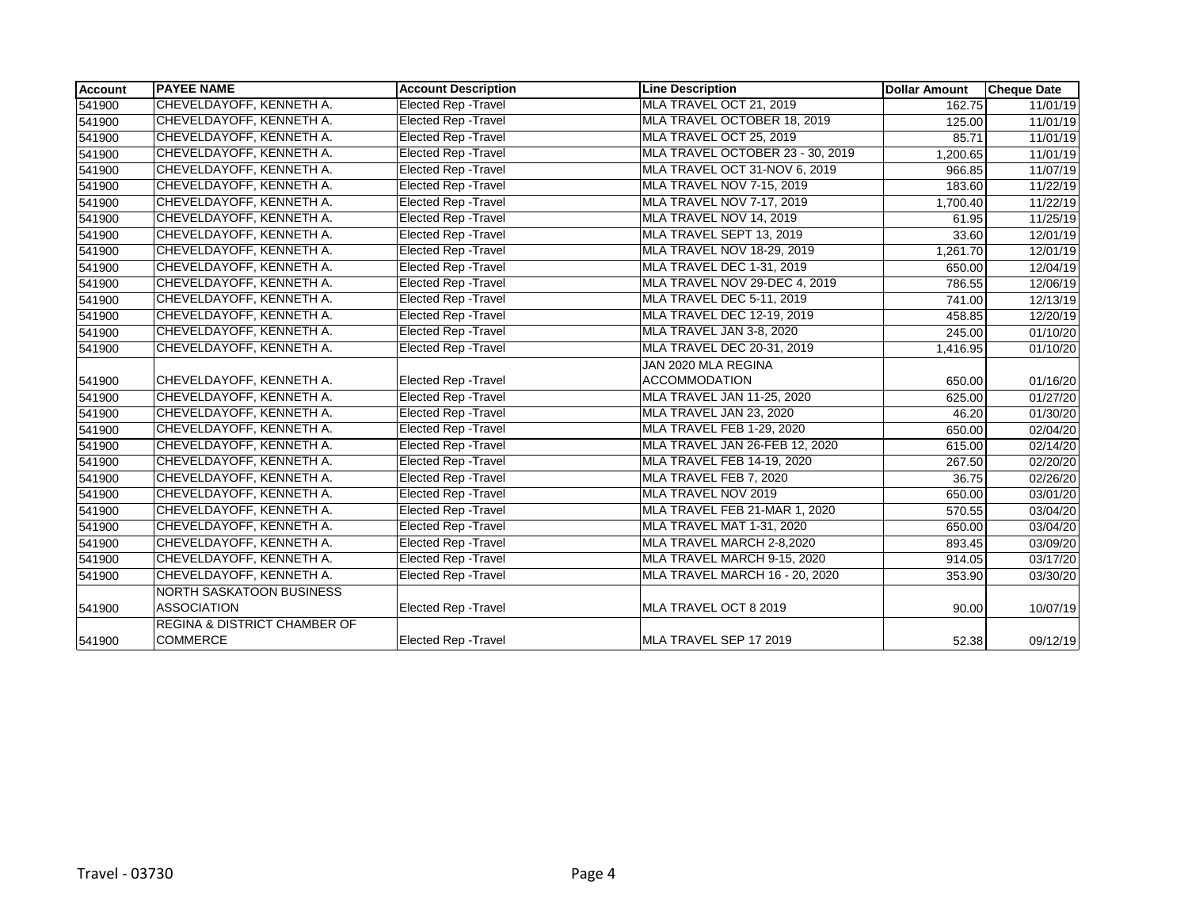| Account | PAYEE NAME | Account Description | Line Description | Dollar Amount | Cheque Date |
|---|---|---|---|---|---|
| 541900 | CHEVELDAYOFF, KENNETH A. | Elected Rep -Travel | MLA TRAVEL OCT 21, 2019 | 162.75 | 11/01/19 |
| 541900 | CHEVELDAYOFF, KENNETH A. | Elected Rep -Travel | MLA TRAVEL OCTOBER 18, 2019 | 125.00 | 11/01/19 |
| 541900 | CHEVELDAYOFF, KENNETH A. | Elected Rep -Travel | MLA TRAVEL OCT 25, 2019 | 85.71 | 11/01/19 |
| 541900 | CHEVELDAYOFF, KENNETH A. | Elected Rep -Travel | MLA TRAVEL OCTOBER 23 - 30, 2019 | 1,200.65 | 11/01/19 |
| 541900 | CHEVELDAYOFF, KENNETH A. | Elected Rep -Travel | MLA TRAVEL OCT 31-NOV 6, 2019 | 966.85 | 11/07/19 |
| 541900 | CHEVELDAYOFF, KENNETH A. | Elected Rep -Travel | MLA TRAVEL NOV 7-15, 2019 | 183.60 | 11/22/19 |
| 541900 | CHEVELDAYOFF, KENNETH A. | Elected Rep -Travel | MLA TRAVEL NOV 7-17, 2019 | 1,700.40 | 11/22/19 |
| 541900 | CHEVELDAYOFF, KENNETH A. | Elected Rep -Travel | MLA TRAVEL NOV 14, 2019 | 61.95 | 11/25/19 |
| 541900 | CHEVELDAYOFF, KENNETH A. | Elected Rep -Travel | MLA TRAVEL SEPT 13, 2019 | 33.60 | 12/01/19 |
| 541900 | CHEVELDAYOFF, KENNETH A. | Elected Rep -Travel | MLA TRAVEL NOV 18-29, 2019 | 1,261.70 | 12/01/19 |
| 541900 | CHEVELDAYOFF, KENNETH A. | Elected Rep -Travel | MLA TRAVEL DEC 1-31, 2019 | 650.00 | 12/04/19 |
| 541900 | CHEVELDAYOFF, KENNETH A. | Elected Rep -Travel | MLA TRAVEL NOV 29-DEC 4, 2019 | 786.55 | 12/06/19 |
| 541900 | CHEVELDAYOFF, KENNETH A. | Elected Rep -Travel | MLA TRAVEL DEC 5-11, 2019 | 741.00 | 12/13/19 |
| 541900 | CHEVELDAYOFF, KENNETH A. | Elected Rep -Travel | MLA TRAVEL DEC 12-19, 2019 | 458.85 | 12/20/19 |
| 541900 | CHEVELDAYOFF, KENNETH A. | Elected Rep -Travel | MLA TRAVEL JAN 3-8, 2020 | 245.00 | 01/10/20 |
| 541900 | CHEVELDAYOFF, KENNETH A. | Elected Rep -Travel | MLA TRAVEL DEC 20-31, 2019 | 1,416.95 | 01/10/20 |
| 541900 | CHEVELDAYOFF, KENNETH A. | Elected Rep -Travel | JAN 2020 MLA REGINA ACCOMMODATION | 650.00 | 01/16/20 |
| 541900 | CHEVELDAYOFF, KENNETH A. | Elected Rep -Travel | MLA TRAVEL JAN 11-25, 2020 | 625.00 | 01/27/20 |
| 541900 | CHEVELDAYOFF, KENNETH A. | Elected Rep -Travel | MLA TRAVEL JAN 23, 2020 | 46.20 | 01/30/20 |
| 541900 | CHEVELDAYOFF, KENNETH A. | Elected Rep -Travel | MLA TRAVEL FEB 1-29, 2020 | 650.00 | 02/04/20 |
| 541900 | CHEVELDAYOFF, KENNETH A. | Elected Rep -Travel | MLA TRAVEL JAN 26-FEB 12, 2020 | 615.00 | 02/14/20 |
| 541900 | CHEVELDAYOFF, KENNETH A. | Elected Rep -Travel | MLA TRAVEL FEB 14-19, 2020 | 267.50 | 02/20/20 |
| 541900 | CHEVELDAYOFF, KENNETH A. | Elected Rep -Travel | MLA TRAVEL FEB 7, 2020 | 36.75 | 02/26/20 |
| 541900 | CHEVELDAYOFF, KENNETH A. | Elected Rep -Travel | MLA TRAVEL NOV 2019 | 650.00 | 03/01/20 |
| 541900 | CHEVELDAYOFF, KENNETH A. | Elected Rep -Travel | MLA TRAVEL FEB 21-MAR 1, 2020 | 570.55 | 03/04/20 |
| 541900 | CHEVELDAYOFF, KENNETH A. | Elected Rep -Travel | MLA TRAVEL MAT 1-31, 2020 | 650.00 | 03/04/20 |
| 541900 | CHEVELDAYOFF, KENNETH A. | Elected Rep -Travel | MLA TRAVEL MARCH 2-8,2020 | 893.45 | 03/09/20 |
| 541900 | CHEVELDAYOFF, KENNETH A. | Elected Rep -Travel | MLA TRAVEL MARCH 9-15, 2020 | 914.05 | 03/17/20 |
| 541900 | CHEVELDAYOFF, KENNETH A. | Elected Rep -Travel | MLA TRAVEL MARCH 16 - 20, 2020 | 353.90 | 03/30/20 |
| 541900 | NORTH SASKATOON BUSINESS ASSOCIATION | Elected Rep -Travel | MLA TRAVEL OCT 8 2019 | 90.00 | 10/07/19 |
| 541900 | REGINA & DISTRICT CHAMBER OF COMMERCE | Elected Rep -Travel | MLA TRAVEL SEP 17 2019 | 52.38 | 09/12/19 |

Travel - 03730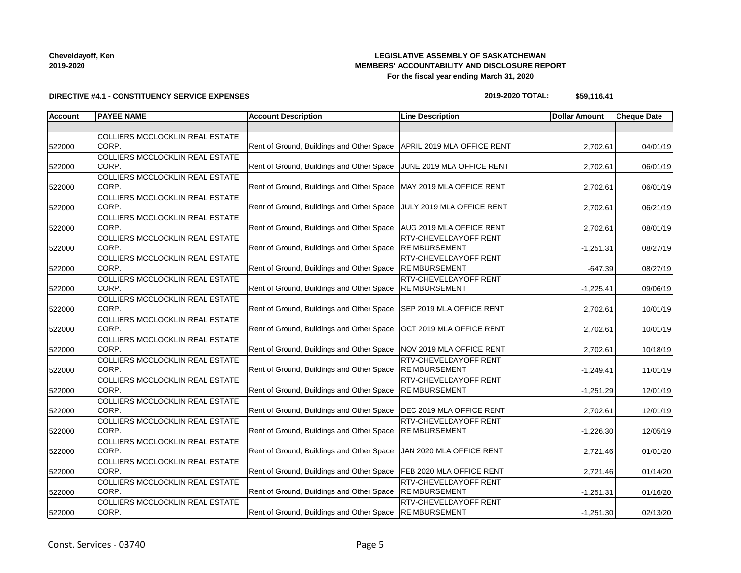**Cheveldayoff, Ken**
**2019-2020**

**LEGISLATIVE ASSEMBLY OF SASKATCHEWAN**
**MEMBERS' ACCOUNTABILITY AND DISCLOSURE REPORT**
**For the fiscal year ending March 31, 2020**

**DIRECTIVE #4.1 - CONSTITUENCY SERVICE EXPENSES**

**2019-2020 TOTAL: $59,116.41**

| Account | PAYEE NAME | Account Description | Line Description | Dollar Amount | Cheque Date |
|---|---|---|---|---|---|
| | | | | | |
| 522000 | COLLIERS MCCLOCKLIN REAL ESTATE CORP. | Rent of Ground, Buildings and Other Space | APRIL 2019 MLA OFFICE RENT | 2,702.61 | 04/01/19 |
| 522000 | COLLIERS MCCLOCKLIN REAL ESTATE CORP. | Rent of Ground, Buildings and Other Space | JUNE 2019 MLA OFFICE RENT | 2,702.61 | 06/01/19 |
| 522000 | COLLIERS MCCLOCKLIN REAL ESTATE CORP. | Rent of Ground, Buildings and Other Space | MAY 2019 MLA OFFICE RENT | 2,702.61 | 06/01/19 |
| 522000 | COLLIERS MCCLOCKLIN REAL ESTATE CORP. | Rent of Ground, Buildings and Other Space | JULY 2019 MLA OFFICE RENT | 2,702.61 | 06/21/19 |
| 522000 | COLLIERS MCCLOCKLIN REAL ESTATE CORP. | Rent of Ground, Buildings and Other Space | AUG 2019 MLA OFFICE RENT | 2,702.61 | 08/01/19 |
| 522000 | COLLIERS MCCLOCKLIN REAL ESTATE CORP. | Rent of Ground, Buildings and Other Space | RTV-CHEVELDAYOFF RENT REIMBURSEMENT | -1,251.31 | 08/27/19 |
| 522000 | COLLIERS MCCLOCKLIN REAL ESTATE CORP. | Rent of Ground, Buildings and Other Space | RTV-CHEVELDAYOFF RENT REIMBURSEMENT | -647.39 | 08/27/19 |
| 522000 | COLLIERS MCCLOCKLIN REAL ESTATE CORP. | Rent of Ground, Buildings and Other Space | RTV-CHEVELDAYOFF RENT REIMBURSEMENT | -1,225.41 | 09/06/19 |
| 522000 | COLLIERS MCCLOCKLIN REAL ESTATE CORP. | Rent of Ground, Buildings and Other Space | SEP 2019 MLA OFFICE RENT | 2,702.61 | 10/01/19 |
| 522000 | COLLIERS MCCLOCKLIN REAL ESTATE CORP. | Rent of Ground, Buildings and Other Space | OCT 2019 MLA OFFICE RENT | 2,702.61 | 10/01/19 |
| 522000 | COLLIERS MCCLOCKLIN REAL ESTATE CORP. | Rent of Ground, Buildings and Other Space | NOV 2019 MLA OFFICE RENT | 2,702.61 | 10/18/19 |
| 522000 | COLLIERS MCCLOCKLIN REAL ESTATE CORP. | Rent of Ground, Buildings and Other Space | RTV-CHEVELDAYOFF RENT REIMBURSEMENT | -1,249.41 | 11/01/19 |
| 522000 | COLLIERS MCCLOCKLIN REAL ESTATE CORP. | Rent of Ground, Buildings and Other Space | RTV-CHEVELDAYOFF RENT REIMBURSEMENT | -1,251.29 | 12/01/19 |
| 522000 | COLLIERS MCCLOCKLIN REAL ESTATE CORP. | Rent of Ground, Buildings and Other Space | DEC 2019 MLA OFFICE RENT | 2,702.61 | 12/01/19 |
| 522000 | COLLIERS MCCLOCKLIN REAL ESTATE CORP. | Rent of Ground, Buildings and Other Space | RTV-CHEVELDAYOFF RENT REIMBURSEMENT | -1,226.30 | 12/05/19 |
| 522000 | COLLIERS MCCLOCKLIN REAL ESTATE CORP. | Rent of Ground, Buildings and Other Space | JAN 2020 MLA OFFICE RENT | 2,721.46 | 01/01/20 |
| 522000 | COLLIERS MCCLOCKLIN REAL ESTATE CORP. | Rent of Ground, Buildings and Other Space | FEB 2020 MLA OFFICE RENT | 2,721.46 | 01/14/20 |
| 522000 | COLLIERS MCCLOCKLIN REAL ESTATE CORP. | Rent of Ground, Buildings and Other Space | RTV-CHEVELDAYOFF RENT REIMBURSEMENT | -1,251.31 | 01/16/20 |
| 522000 | COLLIERS MCCLOCKLIN REAL ESTATE CORP. | Rent of Ground, Buildings and Other Space | RTV-CHEVELDAYOFF RENT REIMBURSEMENT | -1,251.30 | 02/13/20 |

Const. Services - 03740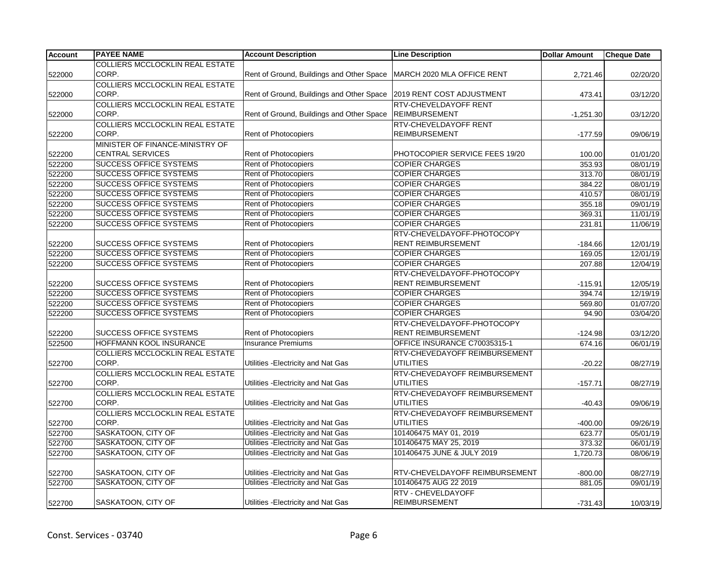| Account | PAYEE NAME | Account Description | Line Description | Dollar Amount | Cheque Date |
|---|---|---|---|---|---|
| 522000 | COLLIERS MCCLOCKLIN REAL ESTATE CORP. | Rent of Ground, Buildings and Other Space | MARCH 2020 MLA OFFICE RENT | 2,721.46 | 02/20/20 |
| 522000 | COLLIERS MCCLOCKLIN REAL ESTATE CORP. | Rent of Ground, Buildings and Other Space | 2019 RENT COST ADJUSTMENT | 473.41 | 03/12/20 |
| 522000 | COLLIERS MCCLOCKLIN REAL ESTATE CORP. | Rent of Ground, Buildings and Other Space | RTV-CHEVELDAYOFF RENT REIMBURSEMENT | -1,251.30 | 03/12/20 |
| 522200 | COLLIERS MCCLOCKLIN REAL ESTATE CORP. | Rent of Photocopiers | RTV-CHEVELDAYOFF RENT REIMBURSEMENT | -177.59 | 09/06/19 |
| 522200 | MINISTER OF FINANCE-MINISTRY OF CENTRAL SERVICES | Rent of Photocopiers | PHOTOCOPIER SERVICE FEES 19/20 | 100.00 | 01/01/20 |
| 522200 | SUCCESS OFFICE SYSTEMS | Rent of Photocopiers | COPIER CHARGES | 353.93 | 08/01/19 |
| 522200 | SUCCESS OFFICE SYSTEMS | Rent of Photocopiers | COPIER CHARGES | 313.70 | 08/01/19 |
| 522200 | SUCCESS OFFICE SYSTEMS | Rent of Photocopiers | COPIER CHARGES | 384.22 | 08/01/19 |
| 522200 | SUCCESS OFFICE SYSTEMS | Rent of Photocopiers | COPIER CHARGES | 410.57 | 08/01/19 |
| 522200 | SUCCESS OFFICE SYSTEMS | Rent of Photocopiers | COPIER CHARGES | 355.18 | 09/01/19 |
| 522200 | SUCCESS OFFICE SYSTEMS | Rent of Photocopiers | COPIER CHARGES | 369.31 | 11/01/19 |
| 522200 | SUCCESS OFFICE SYSTEMS | Rent of Photocopiers | COPIER CHARGES | 231.81 | 11/06/19 |
| 522200 | SUCCESS OFFICE SYSTEMS | Rent of Photocopiers | RTV-CHEVELDAYOFF-PHOTOCOPY RENT REIMBURSEMENT | -184.66 | 12/01/19 |
| 522200 | SUCCESS OFFICE SYSTEMS | Rent of Photocopiers | COPIER CHARGES | 169.05 | 12/01/19 |
| 522200 | SUCCESS OFFICE SYSTEMS | Rent of Photocopiers | COPIER CHARGES | 207.88 | 12/04/19 |
| 522200 | SUCCESS OFFICE SYSTEMS | Rent of Photocopiers | RTV-CHEVELDAYOFF-PHOTOCOPY RENT REIMBURSEMENT | -115.91 | 12/05/19 |
| 522200 | SUCCESS OFFICE SYSTEMS | Rent of Photocopiers | COPIER CHARGES | 394.74 | 12/19/19 |
| 522200 | SUCCESS OFFICE SYSTEMS | Rent of Photocopiers | COPIER CHARGES | 569.80 | 01/07/20 |
| 522200 | SUCCESS OFFICE SYSTEMS | Rent of Photocopiers | COPIER CHARGES | 94.90 | 03/04/20 |
| 522200 | SUCCESS OFFICE SYSTEMS | Rent of Photocopiers | RTV-CHEVELDAYOFF-PHOTOCOPY RENT REIMBURSEMENT | -124.98 | 03/12/20 |
| 522500 | HOFFMANN KOOL INSURANCE | Insurance Premiums | OFFICE INSURANCE C70035315-1 | 674.16 | 06/01/19 |
| 522700 | COLLIERS MCCLOCKLIN REAL ESTATE CORP. | Utilities -Electricity and Nat Gas | RTV-CHEVEDAYOFF REIMBURSEMENT UTILITIES | -20.22 | 08/27/19 |
| 522700 | COLLIERS MCCLOCKLIN REAL ESTATE CORP. | Utilities -Electricity and Nat Gas | RTV-CHEVEDAYOFF REIMBURSEMENT UTILITIES | -157.71 | 08/27/19 |
| 522700 | COLLIERS MCCLOCKLIN REAL ESTATE CORP. | Utilities -Electricity and Nat Gas | RTV-CHEVEDAYOFF REIMBURSEMENT UTILITIES | -40.43 | 09/06/19 |
| 522700 | COLLIERS MCCLOCKLIN REAL ESTATE CORP. | Utilities -Electricity and Nat Gas | RTV-CHEVEDAYOFF REIMBURSEMENT UTILITIES | -400.00 | 09/26/19 |
| 522700 | SASKATOON, CITY OF | Utilities -Electricity and Nat Gas | 101406475 MAY 01, 2019 | 623.77 | 05/01/19 |
| 522700 | SASKATOON, CITY OF | Utilities -Electricity and Nat Gas | 101406475 MAY 25, 2019 | 373.32 | 06/01/19 |
| 522700 | SASKATOON, CITY OF | Utilities -Electricity and Nat Gas | 101406475 JUNE & JULY 2019 | 1,720.73 | 08/06/19 |
| 522700 | SASKATOON, CITY OF | Utilities -Electricity and Nat Gas | RTV-CHEVELDAYOFF REIMBURSEMENT | -800.00 | 08/27/19 |
| 522700 | SASKATOON, CITY OF | Utilities -Electricity and Nat Gas | 101406475 AUG 22 2019 | 881.05 | 09/01/19 |
| 522700 | SASKATOON, CITY OF | Utilities -Electricity and Nat Gas | RTV - CHEVELDAYOFF REIMBURSEMENT | -731.43 | 10/03/19 |

Const. Services - 03740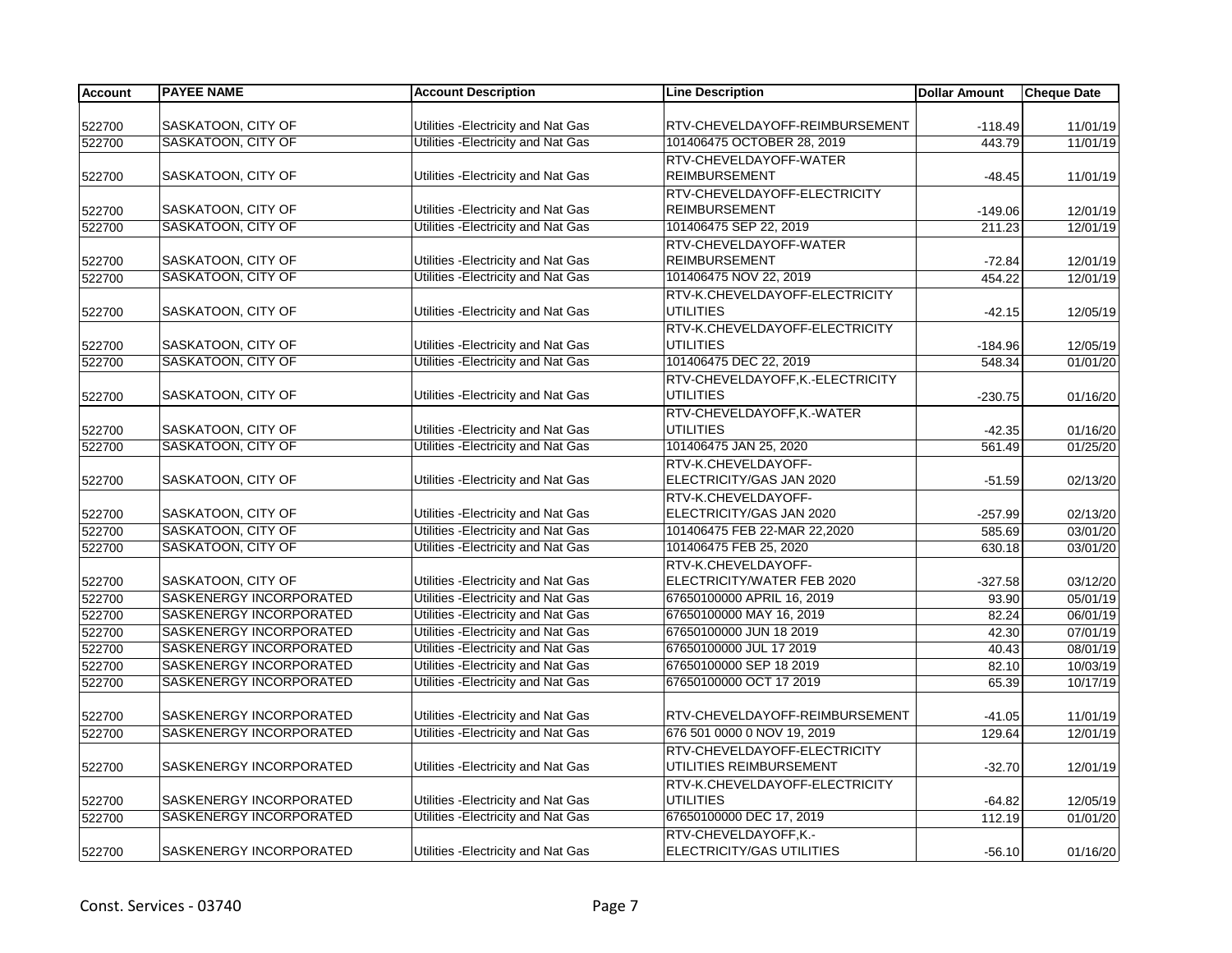| Account | PAYEE NAME | Account Description | Line Description | Dollar Amount | Cheque Date |
|---|---|---|---|---|---|
| 522700 | SASKATOON, CITY OF | Utilities -Electricity and Nat Gas | RTV-CHEVELDAYOFF-REIMBURSEMENT | -118.49 | 11/01/19 |
| 522700 | SASKATOON, CITY OF | Utilities -Electricity and Nat Gas | 101406475 OCTOBER 28, 2019 | 443.79 | 11/01/19 |
| 522700 | SASKATOON, CITY OF | Utilities -Electricity and Nat Gas | RTV-CHEVELDAYOFF-WATER REIMBURSEMENT | -48.45 | 11/01/19 |
| 522700 | SASKATOON, CITY OF | Utilities -Electricity and Nat Gas | RTV-CHEVELDAYOFF-ELECTRICITY REIMBURSEMENT | -149.06 | 12/01/19 |
| 522700 | SASKATOON, CITY OF | Utilities -Electricity and Nat Gas | 101406475 SEP 22, 2019 | 211.23 | 12/01/19 |
| 522700 | SASKATOON, CITY OF | Utilities -Electricity and Nat Gas | RTV-CHEVELDAYOFF-WATER REIMBURSEMENT | -72.84 | 12/01/19 |
| 522700 | SASKATOON, CITY OF | Utilities -Electricity and Nat Gas | 101406475 NOV 22, 2019 | 454.22 | 12/01/19 |
| 522700 | SASKATOON, CITY OF | Utilities -Electricity and Nat Gas | RTV-K.CHEVELDAYOFF-ELECTRICITY UTILITIES | -42.15 | 12/05/19 |
| 522700 | SASKATOON, CITY OF | Utilities -Electricity and Nat Gas | RTV-K.CHEVELDAYOFF-ELECTRICITY UTILITIES | -184.96 | 12/05/19 |
| 522700 | SASKATOON, CITY OF | Utilities -Electricity and Nat Gas | 101406475 DEC 22, 2019 | 548.34 | 01/01/20 |
| 522700 | SASKATOON, CITY OF | Utilities -Electricity and Nat Gas | RTV-CHEVELDAYOFF,K.-ELECTRICITY UTILITIES | -230.75 | 01/16/20 |
| 522700 | SASKATOON, CITY OF | Utilities -Electricity and Nat Gas | RTV-CHEVELDAYOFF,K.-WATER UTILITIES | -42.35 | 01/16/20 |
| 522700 | SASKATOON, CITY OF | Utilities -Electricity and Nat Gas | 101406475 JAN 25, 2020 | 561.49 | 01/25/20 |
| 522700 | SASKATOON, CITY OF | Utilities -Electricity and Nat Gas | RTV-K.CHEVELDAYOFF-ELECTRICITY/GAS JAN 2020 | -51.59 | 02/13/20 |
| 522700 | SASKATOON, CITY OF | Utilities -Electricity and Nat Gas | RTV-K.CHEVELDAYOFF-ELECTRICITY/GAS JAN 2020 | -257.99 | 02/13/20 |
| 522700 | SASKATOON, CITY OF | Utilities -Electricity and Nat Gas | 101406475 FEB 22-MAR 22,2020 | 585.69 | 03/01/20 |
| 522700 | SASKATOON, CITY OF | Utilities -Electricity and Nat Gas | 101406475 FEB 25, 2020 | 630.18 | 03/01/20 |
| 522700 | SASKATOON, CITY OF | Utilities -Electricity and Nat Gas | RTV-K.CHEVELDAYOFF-ELECTRICITY/WATER FEB 2020 | -327.58 | 03/12/20 |
| 522700 | SASKENERGY INCORPORATED | Utilities -Electricity and Nat Gas | 67650100000 APRIL 16, 2019 | 93.90 | 05/01/19 |
| 522700 | SASKENERGY INCORPORATED | Utilities -Electricity and Nat Gas | 67650100000 MAY 16, 2019 | 82.24 | 06/01/19 |
| 522700 | SASKENERGY INCORPORATED | Utilities -Electricity and Nat Gas | 67650100000 JUN 18 2019 | 42.30 | 07/01/19 |
| 522700 | SASKENERGY INCORPORATED | Utilities -Electricity and Nat Gas | 67650100000 JUL 17 2019 | 40.43 | 08/01/19 |
| 522700 | SASKENERGY INCORPORATED | Utilities -Electricity and Nat Gas | 67650100000 SEP 18 2019 | 82.10 | 10/03/19 |
| 522700 | SASKENERGY INCORPORATED | Utilities -Electricity and Nat Gas | 67650100000 OCT 17 2019 | 65.39 | 10/17/19 |
| 522700 | SASKENERGY INCORPORATED | Utilities -Electricity and Nat Gas | RTV-CHEVELDAYOFF-REIMBURSEMENT | -41.05 | 11/01/19 |
| 522700 | SASKENERGY INCORPORATED | Utilities -Electricity and Nat Gas | 676 501 0000 0 NOV 19, 2019 | 129.64 | 12/01/19 |
| 522700 | SASKENERGY INCORPORATED | Utilities -Electricity and Nat Gas | RTV-CHEVELDAYOFF-ELECTRICITY UTILITIES REIMBURSEMENT | -32.70 | 12/01/19 |
| 522700 | SASKENERGY INCORPORATED | Utilities -Electricity and Nat Gas | RTV-K.CHEVELDAYOFF-ELECTRICITY UTILITIES | -64.82 | 12/05/19 |
| 522700 | SASKENERGY INCORPORATED | Utilities -Electricity and Nat Gas | 67650100000 DEC 17, 2019 | 112.19 | 01/01/20 |
| 522700 | SASKENERGY INCORPORATED | Utilities -Electricity and Nat Gas | RTV-CHEVELDAYOFF,K.-ELECTRICITY/GAS UTILITIES | -56.10 | 01/16/20 |

Const. Services - 03740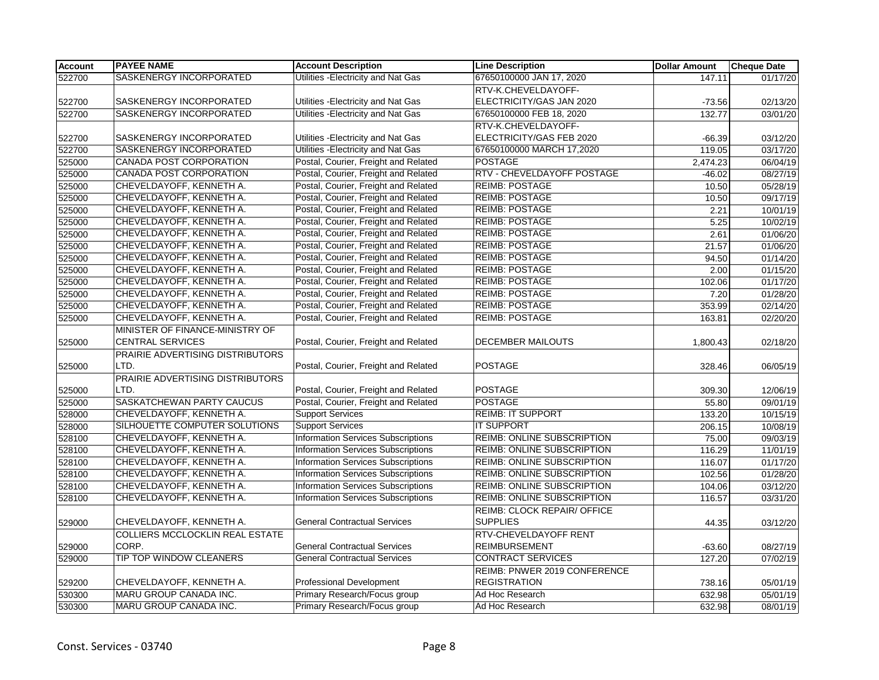| Account | PAYEE NAME | Account Description | Line Description | Dollar Amount | Cheque Date |
|---|---|---|---|---|---|
| 522700 | SASKENERGY INCORPORATED | Utilities -Electricity and Nat Gas | 67650100000 JAN 17, 2020 | 147.11 | 01/17/20 |
| 522700 | SASKENERGY INCORPORATED | Utilities -Electricity and Nat Gas | RTV-K.CHEVELDAYOFF-ELECTRICITY/GAS JAN 2020 | -73.56 | 02/13/20 |
| 522700 | SASKENERGY INCORPORATED | Utilities -Electricity and Nat Gas | 67650100000 FEB 18, 2020 | 132.77 | 03/01/20 |
| 522700 | SASKENERGY INCORPORATED | Utilities -Electricity and Nat Gas | RTV-K.CHEVELDAYOFF-ELECTRICITY/GAS FEB 2020 | -66.39 | 03/12/20 |
| 522700 | SASKENERGY INCORPORATED | Utilities -Electricity and Nat Gas | 67650100000 MARCH 17,2020 | 119.05 | 03/17/20 |
| 525000 | CANADA POST CORPORATION | Postal, Courier, Freight and Related | POSTAGE | 2,474.23 | 06/04/19 |
| 525000 | CANADA POST CORPORATION | Postal, Courier, Freight and Related | RTV - CHEVELDAYOFF POSTAGE | -46.02 | 08/27/19 |
| 525000 | CHEVELDAYOFF, KENNETH A. | Postal, Courier, Freight and Related | REIMB: POSTAGE | 10.50 | 05/28/19 |
| 525000 | CHEVELDAYOFF, KENNETH A. | Postal, Courier, Freight and Related | REIMB: POSTAGE | 10.50 | 09/17/19 |
| 525000 | CHEVELDAYOFF, KENNETH A. | Postal, Courier, Freight and Related | REIMB: POSTAGE | 2.21 | 10/01/19 |
| 525000 | CHEVELDAYOFF, KENNETH A. | Postal, Courier, Freight and Related | REIMB: POSTAGE | 5.25 | 10/02/19 |
| 525000 | CHEVELDAYOFF, KENNETH A. | Postal, Courier, Freight and Related | REIMB: POSTAGE | 2.61 | 01/06/20 |
| 525000 | CHEVELDAYOFF, KENNETH A. | Postal, Courier, Freight and Related | REIMB: POSTAGE | 21.57 | 01/06/20 |
| 525000 | CHEVELDAYOFF, KENNETH A. | Postal, Courier, Freight and Related | REIMB: POSTAGE | 94.50 | 01/14/20 |
| 525000 | CHEVELDAYOFF, KENNETH A. | Postal, Courier, Freight and Related | REIMB: POSTAGE | 2.00 | 01/15/20 |
| 525000 | CHEVELDAYOFF, KENNETH A. | Postal, Courier, Freight and Related | REIMB: POSTAGE | 102.06 | 01/17/20 |
| 525000 | CHEVELDAYOFF, KENNETH A. | Postal, Courier, Freight and Related | REIMB: POSTAGE | 7.20 | 01/28/20 |
| 525000 | CHEVELDAYOFF, KENNETH A. | Postal, Courier, Freight and Related | REIMB: POSTAGE | 353.99 | 02/14/20 |
| 525000 | CHEVELDAYOFF, KENNETH A. | Postal, Courier, Freight and Related | REIMB: POSTAGE | 163.81 | 02/20/20 |
| 525000 | MINISTER OF FINANCE-MINISTRY OF CENTRAL SERVICES | Postal, Courier, Freight and Related | DECEMBER MAILOUTS | 1,800.43 | 02/18/20 |
| 525000 | PRAIRIE ADVERTISING DISTRIBUTORS LTD. | Postal, Courier, Freight and Related | POSTAGE | 328.46 | 06/05/19 |
| 525000 | PRAIRIE ADVERTISING DISTRIBUTORS LTD. | Postal, Courier, Freight and Related | POSTAGE | 309.30 | 12/06/19 |
| 525000 | SASKATCHEWAN PARTY CAUCUS | Postal, Courier, Freight and Related | POSTAGE | 55.80 | 09/01/19 |
| 528000 | CHEVELDAYOFF, KENNETH A. | Support Services | REIMB: IT SUPPORT | 133.20 | 10/15/19 |
| 528000 | SILHOUETTE COMPUTER SOLUTIONS | Support Services | IT SUPPORT | 206.15 | 10/08/19 |
| 528100 | CHEVELDAYOFF, KENNETH A. | Information Services Subscriptions | REIMB: ONLINE SUBSCRIPTION | 75.00 | 09/03/19 |
| 528100 | CHEVELDAYOFF, KENNETH A. | Information Services Subscriptions | REIMB: ONLINE SUBSCRIPTION | 116.29 | 11/01/19 |
| 528100 | CHEVELDAYOFF, KENNETH A. | Information Services Subscriptions | REIMB: ONLINE SUBSCRIPTION | 116.07 | 01/17/20 |
| 528100 | CHEVELDAYOFF, KENNETH A. | Information Services Subscriptions | REIMB: ONLINE SUBSCRIPTION | 102.56 | 01/28/20 |
| 528100 | CHEVELDAYOFF, KENNETH A. | Information Services Subscriptions | REIMB: ONLINE SUBSCRIPTION | 104.06 | 03/12/20 |
| 528100 | CHEVELDAYOFF, KENNETH A. | Information Services Subscriptions | REIMB: ONLINE SUBSCRIPTION | 116.57 | 03/31/20 |
| 529000 | CHEVELDAYOFF, KENNETH A. | General Contractual Services | REIMB: CLOCK REPAIR/ OFFICE SUPPLIES | 44.35 | 03/12/20 |
| 529000 | COLLIERS MCCLOCKLIN REAL ESTATE CORP. | General Contractual Services | RTV-CHEVELDAYOFF RENT REIMBURSEMENT | -63.60 | 08/27/19 |
| 529000 | TIP TOP WINDOW CLEANERS | General Contractual Services | CONTRACT SERVICES | 127.20 | 07/02/19 |
| 529200 | CHEVELDAYOFF, KENNETH A. | Professional Development | REIMB: PNWER 2019 CONFERENCE REGISTRATION | 738.16 | 05/01/19 |
| 530300 | MARU GROUP CANADA INC. | Primary Research/Focus group | Ad Hoc Research | 632.98 | 05/01/19 |
| 530300 | MARU GROUP CANADA INC. | Primary Research/Focus group | Ad Hoc Research | 632.98 | 08/01/19 |

Const. Services - 03740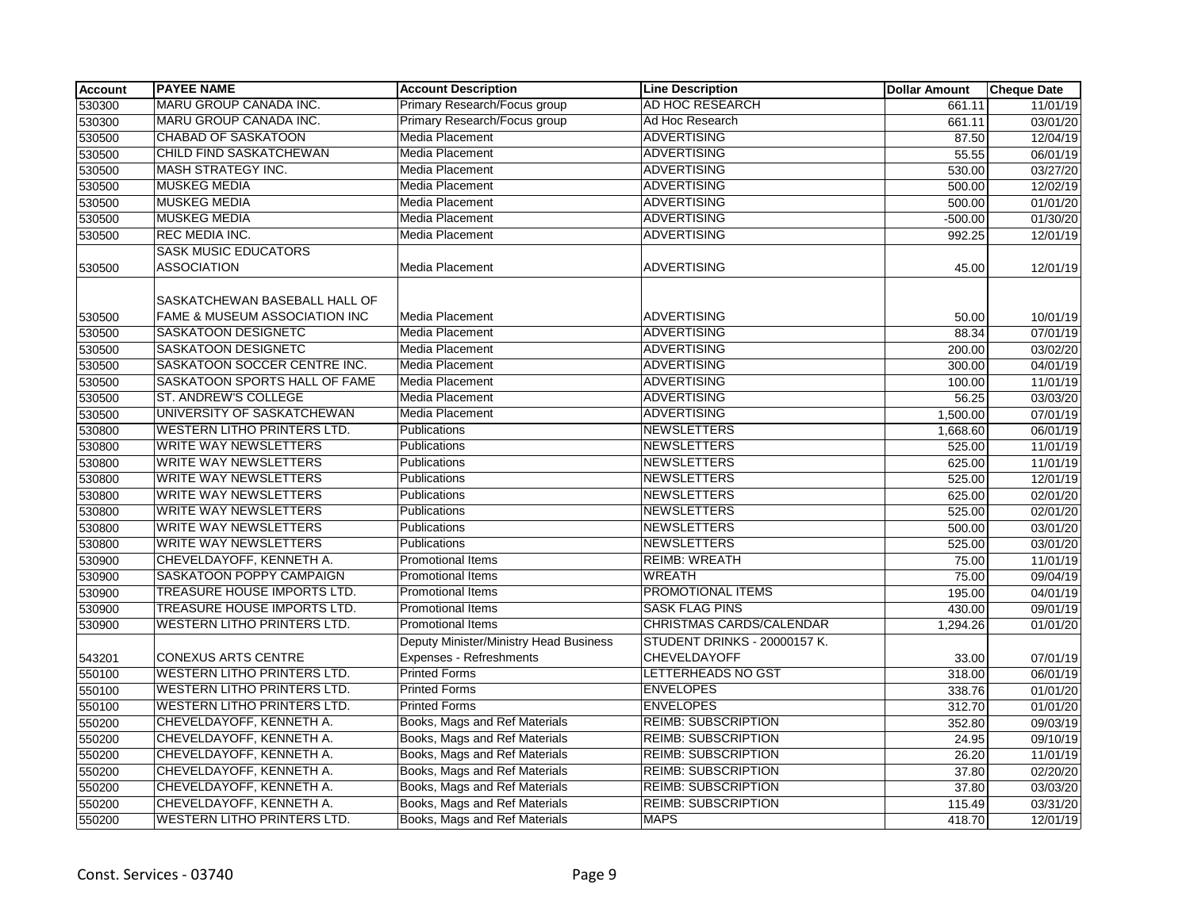| Account | PAYEE NAME | Account Description | Line Description | Dollar Amount | Cheque Date |
|---|---|---|---|---|---|
| 530300 | MARU GROUP CANADA INC. | Primary Research/Focus group | AD HOC RESEARCH | 661.11 | 11/01/19 |
| 530300 | MARU GROUP CANADA INC. | Primary Research/Focus group | Ad Hoc Research | 661.11 | 03/01/20 |
| 530500 | CHABAD OF SASKATOON | Media Placement | ADVERTISING | 87.50 | 12/04/19 |
| 530500 | CHILD FIND SASKATCHEWAN | Media Placement | ADVERTISING | 55.55 | 06/01/19 |
| 530500 | MASH STRATEGY INC. | Media Placement | ADVERTISING | 530.00 | 03/27/20 |
| 530500 | MUSKEG MEDIA | Media Placement | ADVERTISING | 500.00 | 12/02/19 |
| 530500 | MUSKEG MEDIA | Media Placement | ADVERTISING | 500.00 | 01/01/20 |
| 530500 | MUSKEG MEDIA | Media Placement | ADVERTISING | -500.00 | 01/30/20 |
| 530500 | REC MEDIA INC. | Media Placement | ADVERTISING | 992.25 | 12/01/19 |
| 530500 | SASK MUSIC EDUCATORS ASSOCIATION | Media Placement | ADVERTISING | 45.00 | 12/01/19 |
| 530500 | SASKATCHEWAN BASEBALL HALL OF FAME & MUSEUM ASSOCIATION INC | Media Placement | ADVERTISING | 50.00 | 10/01/19 |
| 530500 | SASKATOON DESIGNETC | Media Placement | ADVERTISING | 88.34 | 07/01/19 |
| 530500 | SASKATOON DESIGNETC | Media Placement | ADVERTISING | 200.00 | 03/02/20 |
| 530500 | SASKATOON SOCCER CENTRE INC. | Media Placement | ADVERTISING | 300.00 | 04/01/19 |
| 530500 | SASKATOON SPORTS HALL OF FAME | Media Placement | ADVERTISING | 100.00 | 11/01/19 |
| 530500 | ST. ANDREW'S COLLEGE | Media Placement | ADVERTISING | 56.25 | 03/03/20 |
| 530500 | UNIVERSITY OF SASKATCHEWAN | Media Placement | ADVERTISING | 1,500.00 | 07/01/19 |
| 530800 | WESTERN LITHO PRINTERS LTD. | Publications | NEWSLETTERS | 1,668.60 | 06/01/19 |
| 530800 | WRITE WAY NEWSLETTERS | Publications | NEWSLETTERS | 525.00 | 11/01/19 |
| 530800 | WRITE WAY NEWSLETTERS | Publications | NEWSLETTERS | 625.00 | 11/01/19 |
| 530800 | WRITE WAY NEWSLETTERS | Publications | NEWSLETTERS | 525.00 | 12/01/19 |
| 530800 | WRITE WAY NEWSLETTERS | Publications | NEWSLETTERS | 625.00 | 02/01/20 |
| 530800 | WRITE WAY NEWSLETTERS | Publications | NEWSLETTERS | 525.00 | 02/01/20 |
| 530800 | WRITE WAY NEWSLETTERS | Publications | NEWSLETTERS | 500.00 | 03/01/20 |
| 530800 | WRITE WAY NEWSLETTERS | Publications | NEWSLETTERS | 525.00 | 03/01/20 |
| 530900 | CHEVELDAYOFF, KENNETH A. | Promotional Items | REIMB: WREATH | 75.00 | 11/01/19 |
| 530900 | SASKATOON POPPY CAMPAIGN | Promotional Items | WREATH | 75.00 | 09/04/19 |
| 530900 | TREASURE HOUSE IMPORTS LTD. | Promotional Items | PROMOTIONAL ITEMS | 195.00 | 04/01/19 |
| 530900 | TREASURE HOUSE IMPORTS LTD. | Promotional Items | SASK FLAG PINS | 430.00 | 09/01/19 |
| 530900 | WESTERN LITHO PRINTERS LTD. | Promotional Items | CHRISTMAS CARDS/CALENDAR | 1,294.26 | 01/01/20 |
| 543201 | CONEXUS ARTS CENTRE | Deputy Minister/Ministry Head Business Expenses - Refreshments | STUDENT DRINKS - 20000157 K. CHEVELDAYOFF | 33.00 | 07/01/19 |
| 550100 | WESTERN LITHO PRINTERS LTD. | Printed Forms | LETTERHEADS NO GST | 318.00 | 06/01/19 |
| 550100 | WESTERN LITHO PRINTERS LTD. | Printed Forms | ENVELOPES | 338.76 | 01/01/20 |
| 550100 | WESTERN LITHO PRINTERS LTD. | Printed Forms | ENVELOPES | 312.70 | 01/01/20 |
| 550200 | CHEVELDAYOFF, KENNETH A. | Books, Mags and Ref Materials | REIMB: SUBSCRIPTION | 352.80 | 09/03/19 |
| 550200 | CHEVELDAYOFF, KENNETH A. | Books, Mags and Ref Materials | REIMB: SUBSCRIPTION | 24.95 | 09/10/19 |
| 550200 | CHEVELDAYOFF, KENNETH A. | Books, Mags and Ref Materials | REIMB: SUBSCRIPTION | 26.20 | 11/01/19 |
| 550200 | CHEVELDAYOFF, KENNETH A. | Books, Mags and Ref Materials | REIMB: SUBSCRIPTION | 37.80 | 02/20/20 |
| 550200 | CHEVELDAYOFF, KENNETH A. | Books, Mags and Ref Materials | REIMB: SUBSCRIPTION | 37.80 | 03/03/20 |
| 550200 | CHEVELDAYOFF, KENNETH A. | Books, Mags and Ref Materials | REIMB: SUBSCRIPTION | 115.49 | 03/31/20 |
| 550200 | WESTERN LITHO PRINTERS LTD. | Books, Mags and Ref Materials | MAPS | 418.70 | 12/01/19 |

Const. Services - 03740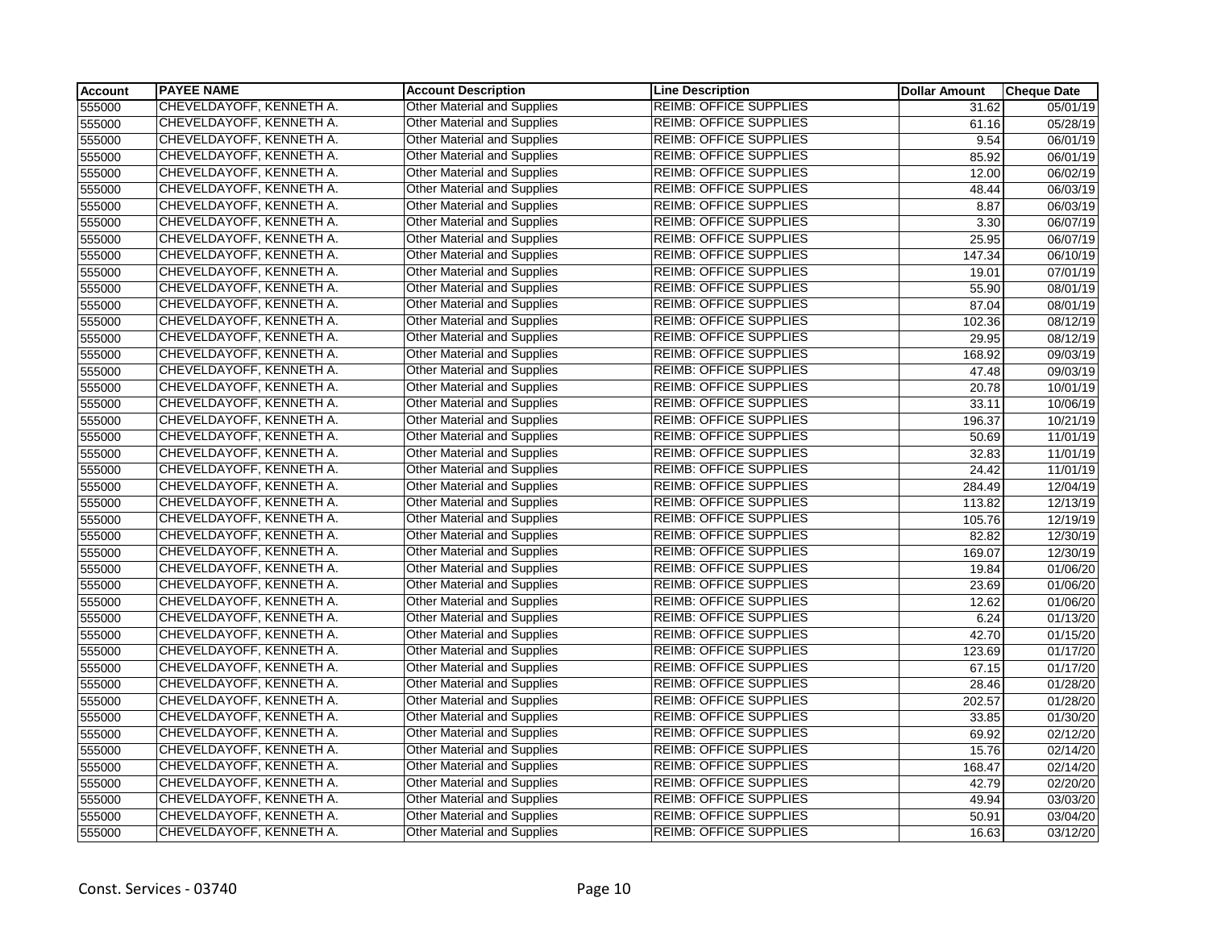| Account | PAYEE NAME | Account Description | Line Description | Dollar Amount | Cheque Date |
|---|---|---|---|---|---|
| 555000 | CHEVELDAYOFF, KENNETH A. | Other Material and Supplies | REIMB: OFFICE SUPPLIES | 31.62 | 05/01/19 |
| 555000 | CHEVELDAYOFF, KENNETH A. | Other Material and Supplies | REIMB: OFFICE SUPPLIES | 61.16 | 05/28/19 |
| 555000 | CHEVELDAYOFF, KENNETH A. | Other Material and Supplies | REIMB: OFFICE SUPPLIES | 9.54 | 06/01/19 |
| 555000 | CHEVELDAYOFF, KENNETH A. | Other Material and Supplies | REIMB: OFFICE SUPPLIES | 85.92 | 06/01/19 |
| 555000 | CHEVELDAYOFF, KENNETH A. | Other Material and Supplies | REIMB: OFFICE SUPPLIES | 12.00 | 06/02/19 |
| 555000 | CHEVELDAYOFF, KENNETH A. | Other Material and Supplies | REIMB: OFFICE SUPPLIES | 48.44 | 06/03/19 |
| 555000 | CHEVELDAYOFF, KENNETH A. | Other Material and Supplies | REIMB: OFFICE SUPPLIES | 8.87 | 06/03/19 |
| 555000 | CHEVELDAYOFF, KENNETH A. | Other Material and Supplies | REIMB: OFFICE SUPPLIES | 3.30 | 06/07/19 |
| 555000 | CHEVELDAYOFF, KENNETH A. | Other Material and Supplies | REIMB: OFFICE SUPPLIES | 25.95 | 06/07/19 |
| 555000 | CHEVELDAYOFF, KENNETH A. | Other Material and Supplies | REIMB: OFFICE SUPPLIES | 147.34 | 06/10/19 |
| 555000 | CHEVELDAYOFF, KENNETH A. | Other Material and Supplies | REIMB: OFFICE SUPPLIES | 19.01 | 07/01/19 |
| 555000 | CHEVELDAYOFF, KENNETH A. | Other Material and Supplies | REIMB: OFFICE SUPPLIES | 55.90 | 08/01/19 |
| 555000 | CHEVELDAYOFF, KENNETH A. | Other Material and Supplies | REIMB: OFFICE SUPPLIES | 87.04 | 08/01/19 |
| 555000 | CHEVELDAYOFF, KENNETH A. | Other Material and Supplies | REIMB: OFFICE SUPPLIES | 102.36 | 08/12/19 |
| 555000 | CHEVELDAYOFF, KENNETH A. | Other Material and Supplies | REIMB: OFFICE SUPPLIES | 29.95 | 08/12/19 |
| 555000 | CHEVELDAYOFF, KENNETH A. | Other Material and Supplies | REIMB: OFFICE SUPPLIES | 168.92 | 09/03/19 |
| 555000 | CHEVELDAYOFF, KENNETH A. | Other Material and Supplies | REIMB: OFFICE SUPPLIES | 47.48 | 09/03/19 |
| 555000 | CHEVELDAYOFF, KENNETH A. | Other Material and Supplies | REIMB: OFFICE SUPPLIES | 20.78 | 10/01/19 |
| 555000 | CHEVELDAYOFF, KENNETH A. | Other Material and Supplies | REIMB: OFFICE SUPPLIES | 33.11 | 10/06/19 |
| 555000 | CHEVELDAYOFF, KENNETH A. | Other Material and Supplies | REIMB: OFFICE SUPPLIES | 196.37 | 10/21/19 |
| 555000 | CHEVELDAYOFF, KENNETH A. | Other Material and Supplies | REIMB: OFFICE SUPPLIES | 50.69 | 11/01/19 |
| 555000 | CHEVELDAYOFF, KENNETH A. | Other Material and Supplies | REIMB: OFFICE SUPPLIES | 32.83 | 11/01/19 |
| 555000 | CHEVELDAYOFF, KENNETH A. | Other Material and Supplies | REIMB: OFFICE SUPPLIES | 24.42 | 11/01/19 |
| 555000 | CHEVELDAYOFF, KENNETH A. | Other Material and Supplies | REIMB: OFFICE SUPPLIES | 284.49 | 12/04/19 |
| 555000 | CHEVELDAYOFF, KENNETH A. | Other Material and Supplies | REIMB: OFFICE SUPPLIES | 113.82 | 12/13/19 |
| 555000 | CHEVELDAYOFF, KENNETH A. | Other Material and Supplies | REIMB: OFFICE SUPPLIES | 105.76 | 12/19/19 |
| 555000 | CHEVELDAYOFF, KENNETH A. | Other Material and Supplies | REIMB: OFFICE SUPPLIES | 82.82 | 12/30/19 |
| 555000 | CHEVELDAYOFF, KENNETH A. | Other Material and Supplies | REIMB: OFFICE SUPPLIES | 169.07 | 12/30/19 |
| 555000 | CHEVELDAYOFF, KENNETH A. | Other Material and Supplies | REIMB: OFFICE SUPPLIES | 19.84 | 01/06/20 |
| 555000 | CHEVELDAYOFF, KENNETH A. | Other Material and Supplies | REIMB: OFFICE SUPPLIES | 23.69 | 01/06/20 |
| 555000 | CHEVELDAYOFF, KENNETH A. | Other Material and Supplies | REIMB: OFFICE SUPPLIES | 12.62 | 01/06/20 |
| 555000 | CHEVELDAYOFF, KENNETH A. | Other Material and Supplies | REIMB: OFFICE SUPPLIES | 6.24 | 01/13/20 |
| 555000 | CHEVELDAYOFF, KENNETH A. | Other Material and Supplies | REIMB: OFFICE SUPPLIES | 42.70 | 01/15/20 |
| 555000 | CHEVELDAYOFF, KENNETH A. | Other Material and Supplies | REIMB: OFFICE SUPPLIES | 123.69 | 01/17/20 |
| 555000 | CHEVELDAYOFF, KENNETH A. | Other Material and Supplies | REIMB: OFFICE SUPPLIES | 67.15 | 01/17/20 |
| 555000 | CHEVELDAYOFF, KENNETH A. | Other Material and Supplies | REIMB: OFFICE SUPPLIES | 28.46 | 01/28/20 |
| 555000 | CHEVELDAYOFF, KENNETH A. | Other Material and Supplies | REIMB: OFFICE SUPPLIES | 202.57 | 01/28/20 |
| 555000 | CHEVELDAYOFF, KENNETH A. | Other Material and Supplies | REIMB: OFFICE SUPPLIES | 33.85 | 01/30/20 |
| 555000 | CHEVELDAYOFF, KENNETH A. | Other Material and Supplies | REIMB: OFFICE SUPPLIES | 69.92 | 02/12/20 |
| 555000 | CHEVELDAYOFF, KENNETH A. | Other Material and Supplies | REIMB: OFFICE SUPPLIES | 15.76 | 02/14/20 |
| 555000 | CHEVELDAYOFF, KENNETH A. | Other Material and Supplies | REIMB: OFFICE SUPPLIES | 168.47 | 02/14/20 |
| 555000 | CHEVELDAYOFF, KENNETH A. | Other Material and Supplies | REIMB: OFFICE SUPPLIES | 42.79 | 02/20/20 |
| 555000 | CHEVELDAYOFF, KENNETH A. | Other Material and Supplies | REIMB: OFFICE SUPPLIES | 49.94 | 03/03/20 |
| 555000 | CHEVELDAYOFF, KENNETH A. | Other Material and Supplies | REIMB: OFFICE SUPPLIES | 50.91 | 03/04/20 |
| 555000 | CHEVELDAYOFF, KENNETH A. | Other Material and Supplies | REIMB: OFFICE SUPPLIES | 16.63 | 03/12/20 |

Const. Services - 03740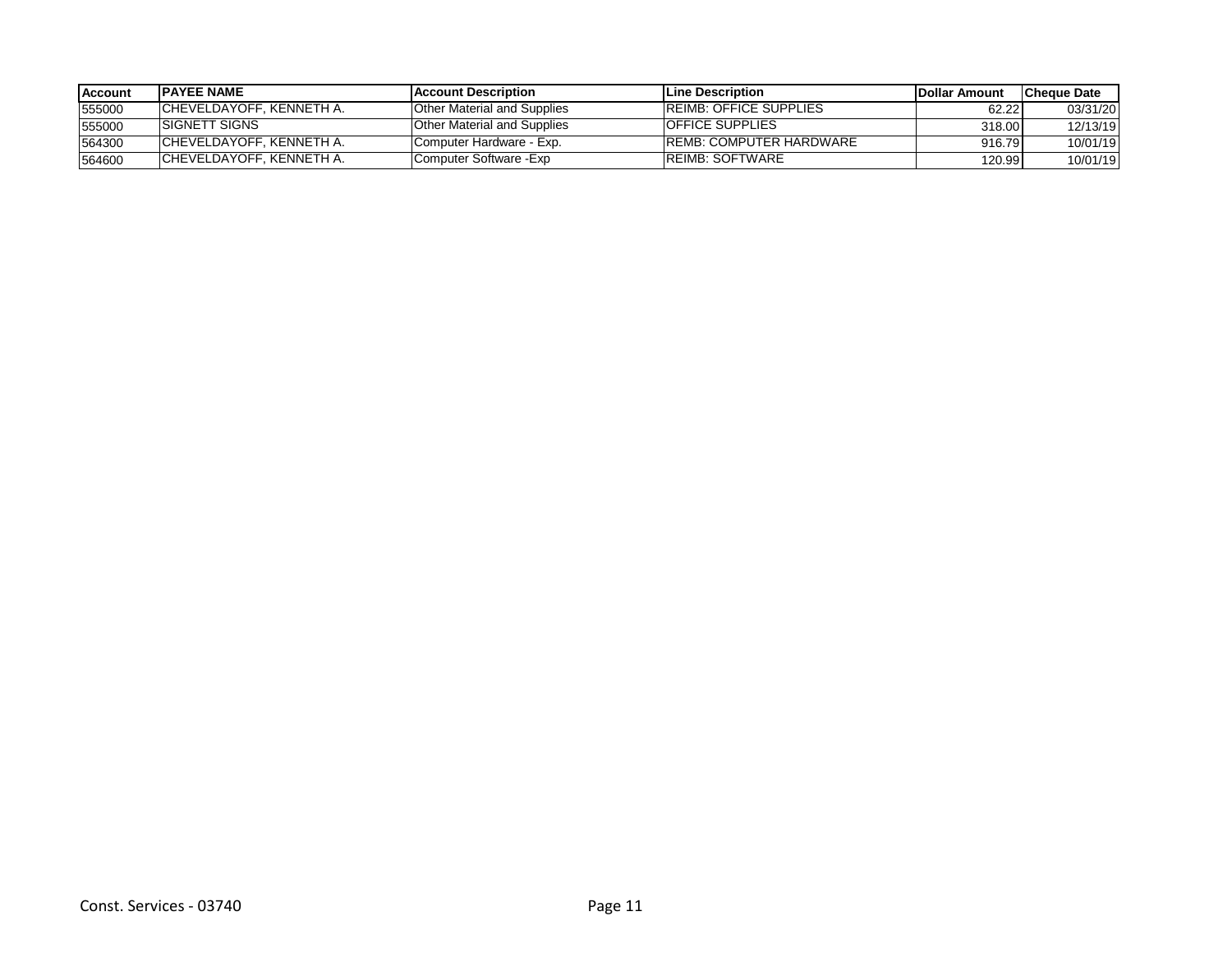| Account | PAYEE NAME | Account Description | Line Description | Dollar Amount | Cheque Date |
|---|---|---|---|---|---|
| 555000 | CHEVELDAYOFF, KENNETH A. | Other Material and Supplies | REIMB: OFFICE SUPPLIES | 62.22 | 03/31/20 |
| 555000 | SIGNETT SIGNS | Other Material and Supplies | OFFICE SUPPLIES | 318.00 | 12/13/19 |
| 564300 | CHEVELDAYOFF, KENNETH A. | Computer Hardware - Exp. | REMB: COMPUTER HARDWARE | 916.79 | 10/01/19 |
| 564600 | CHEVELDAYOFF, KENNETH A. | Computer Software -Exp | REIMB: SOFTWARE | 120.99 | 10/01/19 |

Const. Services - 03740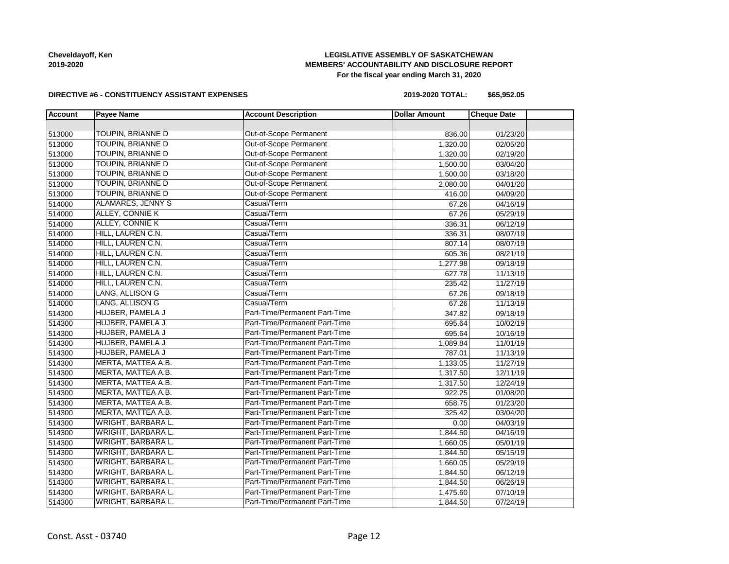**Cheveldayoff, Ken**
**2019-2020**

**LEGISLATIVE ASSEMBLY OF SASKATCHEWAN**
**MEMBERS' ACCOUNTABILITY AND DISCLOSURE REPORT**
**For the fiscal year ending March 31, 2020**

**DIRECTIVE #6 - CONSTITUENCY ASSISTANT EXPENSES**

**2019-2020 TOTAL: $65,952.05**

| Account | Payee Name | Account Description | Dollar Amount | Cheque Date | |
|---|---|---|---|---|---|
| | | | | | |
| 513000 | TOUPIN, BRIANNE D | Out-of-Scope Permanent | 836.00 | 01/23/20 | |
| 513000 | TOUPIN, BRIANNE D | Out-of-Scope Permanent | 1,320.00 | 02/05/20 | |
| 513000 | TOUPIN, BRIANNE D | Out-of-Scope Permanent | 1,320.00 | 02/19/20 | |
| 513000 | TOUPIN, BRIANNE D | Out-of-Scope Permanent | 1,500.00 | 03/04/20 | |
| 513000 | TOUPIN, BRIANNE D | Out-of-Scope Permanent | 1,500.00 | 03/18/20 | |
| 513000 | TOUPIN, BRIANNE D | Out-of-Scope Permanent | 2,080.00 | 04/01/20 | |
| 513000 | TOUPIN, BRIANNE D | Out-of-Scope Permanent | 416.00 | 04/09/20 | |
| 514000 | ALAMARES, JENNY S | Casual/Term | 67.26 | 04/16/19 | |
| 514000 | ALLEY, CONNIE K | Casual/Term | 67.26 | 05/29/19 | |
| 514000 | ALLEY, CONNIE K | Casual/Term | 336.31 | 06/12/19 | |
| 514000 | HILL, LAUREN C.N. | Casual/Term | 336.31 | 08/07/19 | |
| 514000 | HILL, LAUREN C.N. | Casual/Term | 807.14 | 08/07/19 | |
| 514000 | HILL, LAUREN C.N. | Casual/Term | 605.36 | 08/21/19 | |
| 514000 | HILL, LAUREN C.N. | Casual/Term | 1,277.98 | 09/18/19 | |
| 514000 | HILL, LAUREN C.N. | Casual/Term | 627.78 | 11/13/19 | |
| 514000 | HILL, LAUREN C.N. | Casual/Term | 235.42 | 11/27/19 | |
| 514000 | LANG, ALLISON G | Casual/Term | 67.26 | 09/18/19 | |
| 514000 | LANG, ALLISON G | Casual/Term | 67.26 | 11/13/19 | |
| 514300 | HUJBER, PAMELA J | Part-Time/Permanent Part-Time | 347.82 | 09/18/19 | |
| 514300 | HUJBER, PAMELA J | Part-Time/Permanent Part-Time | 695.64 | 10/02/19 | |
| 514300 | HUJBER, PAMELA J | Part-Time/Permanent Part-Time | 695.64 | 10/16/19 | |
| 514300 | HUJBER, PAMELA J | Part-Time/Permanent Part-Time | 1,089.84 | 11/01/19 | |
| 514300 | HUJBER, PAMELA J | Part-Time/Permanent Part-Time | 787.01 | 11/13/19 | |
| 514300 | MERTA, MATTEA A.B. | Part-Time/Permanent Part-Time | 1,133.05 | 11/27/19 | |
| 514300 | MERTA, MATTEA A.B. | Part-Time/Permanent Part-Time | 1,317.50 | 12/11/19 | |
| 514300 | MERTA, MATTEA A.B. | Part-Time/Permanent Part-Time | 1,317.50 | 12/24/19 | |
| 514300 | MERTA, MATTEA A.B. | Part-Time/Permanent Part-Time | 922.25 | 01/08/20 | |
| 514300 | MERTA, MATTEA A.B. | Part-Time/Permanent Part-Time | 658.75 | 01/23/20 | |
| 514300 | MERTA, MATTEA A.B. | Part-Time/Permanent Part-Time | 325.42 | 03/04/20 | |
| 514300 | WRIGHT, BARBARA L. | Part-Time/Permanent Part-Time | 0.00 | 04/03/19 | |
| 514300 | WRIGHT, BARBARA L. | Part-Time/Permanent Part-Time | 1,844.50 | 04/16/19 | |
| 514300 | WRIGHT, BARBARA L. | Part-Time/Permanent Part-Time | 1,660.05 | 05/01/19 | |
| 514300 | WRIGHT, BARBARA L. | Part-Time/Permanent Part-Time | 1,844.50 | 05/15/19 | |
| 514300 | WRIGHT, BARBARA L. | Part-Time/Permanent Part-Time | 1,660.05 | 05/29/19 | |
| 514300 | WRIGHT, BARBARA L. | Part-Time/Permanent Part-Time | 1,844.50 | 06/12/19 | |
| 514300 | WRIGHT, BARBARA L. | Part-Time/Permanent Part-Time | 1,844.50 | 06/26/19 | |
| 514300 | WRIGHT, BARBARA L. | Part-Time/Permanent Part-Time | 1,475.60 | 07/10/19 | |
| 514300 | WRIGHT, BARBARA L. | Part-Time/Permanent Part-Time | 1,844.50 | 07/24/19 | |

Const. Asst - 03740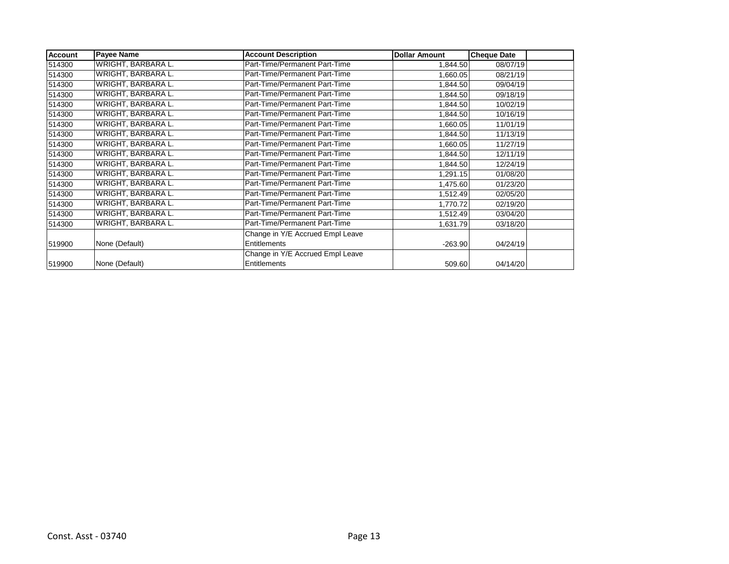| Account | Payee Name | Account Description | Dollar Amount | Cheque Date | |
|---|---|---|---|---|---|
| 514300 | WRIGHT, BARBARA L. | Part-Time/Permanent Part-Time | 1,844.50 | 08/07/19 | |
| 514300 | WRIGHT, BARBARA L. | Part-Time/Permanent Part-Time | 1,660.05 | 08/21/19 | |
| 514300 | WRIGHT, BARBARA L. | Part-Time/Permanent Part-Time | 1,844.50 | 09/04/19 | |
| 514300 | WRIGHT, BARBARA L. | Part-Time/Permanent Part-Time | 1,844.50 | 09/18/19 | |
| 514300 | WRIGHT, BARBARA L. | Part-Time/Permanent Part-Time | 1,844.50 | 10/02/19 | |
| 514300 | WRIGHT, BARBARA L. | Part-Time/Permanent Part-Time | 1,844.50 | 10/16/19 | |
| 514300 | WRIGHT, BARBARA L. | Part-Time/Permanent Part-Time | 1,660.05 | 11/01/19 | |
| 514300 | WRIGHT, BARBARA L. | Part-Time/Permanent Part-Time | 1,844.50 | 11/13/19 | |
| 514300 | WRIGHT, BARBARA L. | Part-Time/Permanent Part-Time | 1,660.05 | 11/27/19 | |
| 514300 | WRIGHT, BARBARA L. | Part-Time/Permanent Part-Time | 1,844.50 | 12/11/19 | |
| 514300 | WRIGHT, BARBARA L. | Part-Time/Permanent Part-Time | 1,844.50 | 12/24/19 | |
| 514300 | WRIGHT, BARBARA L. | Part-Time/Permanent Part-Time | 1,291.15 | 01/08/20 | |
| 514300 | WRIGHT, BARBARA L. | Part-Time/Permanent Part-Time | 1,475.60 | 01/23/20 | |
| 514300 | WRIGHT, BARBARA L. | Part-Time/Permanent Part-Time | 1,512.49 | 02/05/20 | |
| 514300 | WRIGHT, BARBARA L. | Part-Time/Permanent Part-Time | 1,770.72 | 02/19/20 | |
| 514300 | WRIGHT, BARBARA L. | Part-Time/Permanent Part-Time | 1,512.49 | 03/04/20 | |
| 514300 | WRIGHT, BARBARA L. | Part-Time/Permanent Part-Time | 1,631.79 | 03/18/20 | |
| 519900 | None (Default) | Change in Y/E Accrued Empl Leave Entitlements | -263.90 | 04/24/19 | |
| 519900 | None (Default) | Change in Y/E Accrued Empl Leave Entitlements | 509.60 | 04/14/20 | |

Const. Asst - 03740